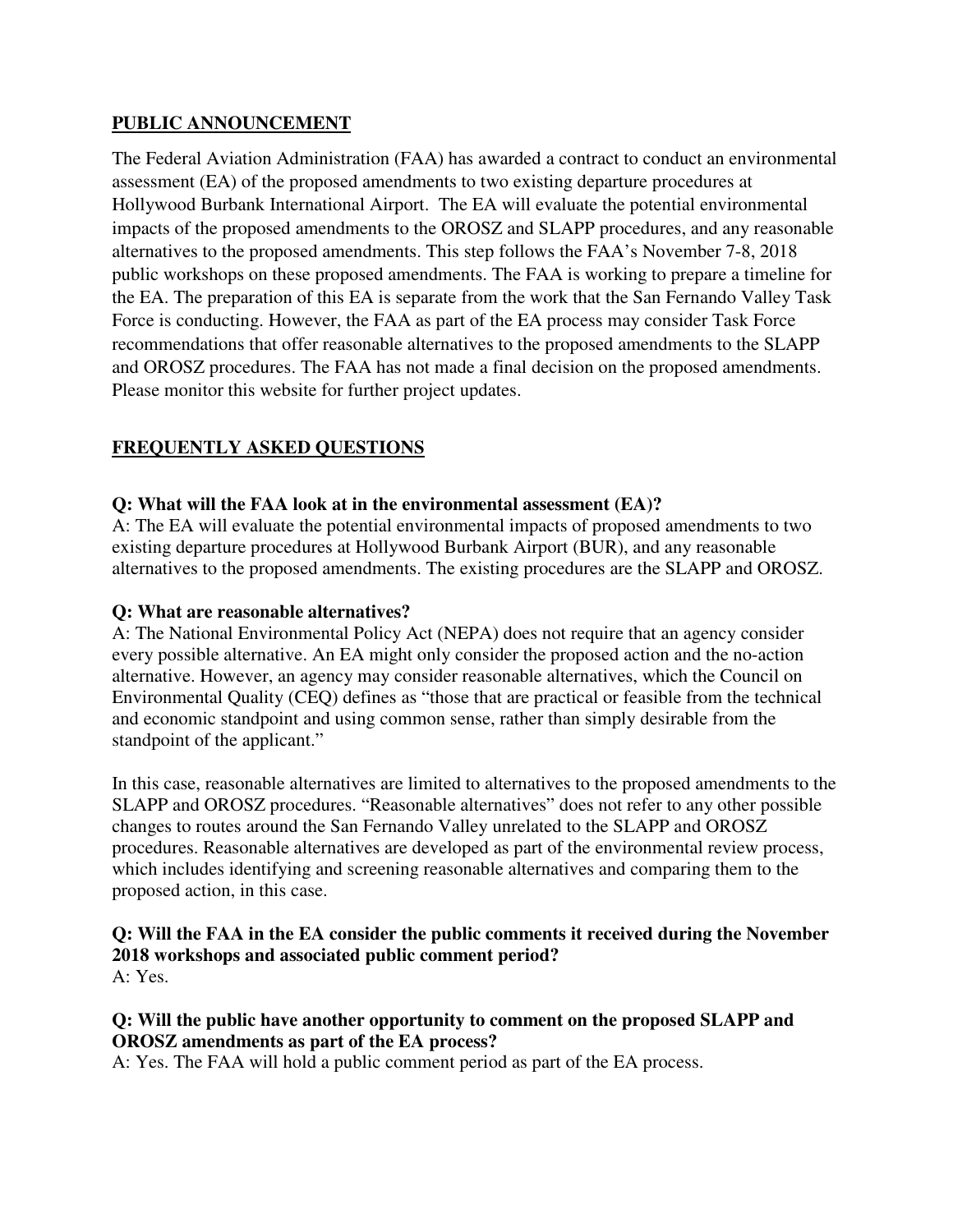## PUBLIC ANNOUNCEMENT

The Federal Aviation Administration (FAA) has awarded a contract to conduct an environmental assessment (EA) of the proposed amendments to two existing departure procedures at Hollywood Burbank International Airport. The EA will evaluate the potential environmental impacts of the proposed amendments to the OROSZ and SLAPP procedures, and any reasonable alternatives to the proposed amendments. This step follows the FAA's November 7-8, 2018 public workshops on these proposed amendments. The FAA is working to prepare a timeline for the EA. The preparation of this EA is separate from the work that the San Fernando Valley Task Force is conducting. However, the FAA as part of the EA process may consider Task Force recommendations that offer reasonable alternatives to the proposed amendments to the SLAPP and OROSZ procedures. The FAA has not made a final decision on the proposed amendments. Please monitor this website for further project updates.

## FREQUENTLY ASKED QUESTIONS

**Q: What will the FAA look at in the environmental assessment (EA)?**

A: The EA will evaluate the potential environmental impacts of proposed amendments to two existing departure procedures at Hollywood Burbank Airport (BUR), and any reasonable alternatives to the proposed amendments. The existing procedures are the SLAPP and OROSZ.

**Q: What are reasonable alternatives?**

A: The National Environmental Policy Act (NEPA) does not require that an agency consider every possible alternative. An EA might only consider the proposed action and the no-action alternative. However, an agency may consider reasonable alternatives, which the Council on Environmental Quality (CEQ) defines as "those that are practical or feasible from the technical and economic standpoint and using common sense, rather than simply desirable from the standpoint of the applicant."

In this case, reasonable alternatives are limited to alternatives to the proposed amendments to the SLAPP and OROSZ procedures. "Reasonable alternatives" does not refer to any other possible changes to routes around the San Fernando Valley unrelated to the SLAPP and OROSZ procedures. Reasonable alternatives are developed as part of the environmental review process, which includes identifying and screening reasonable alternatives and comparing them to the proposed action, in this case.

**Q: Will the FAA in the EA consider the public comments it received during the November 2018 workshops and associated public comment period?**

A: Yes.

**Q: Will the public have another opportunity to comment on the proposed SLAPP and OROSZ amendments as part of the EA process?**

A: Yes. The FAA will hold a public comment period as part of the EA process.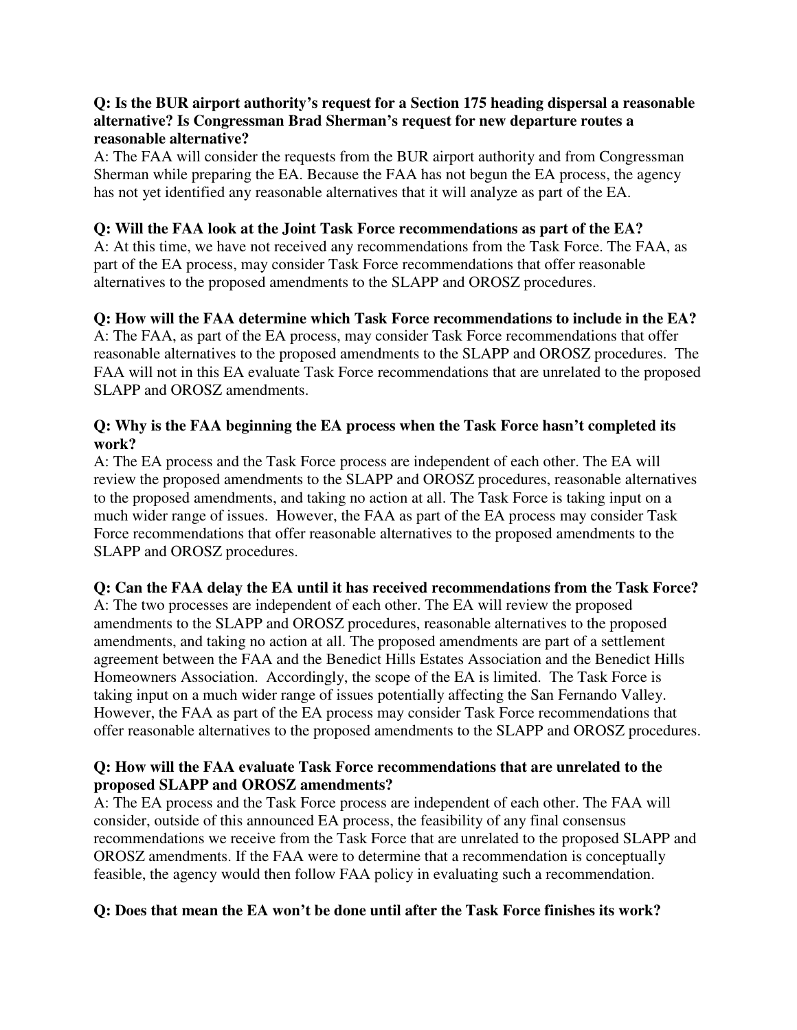**Q: Is the BUR airport authority's request for a Section 175 heading dispersal a reasonable alternative? Is Congressman Brad Sherman's request for new departure routes a reasonable alternative?**

A: The FAA will consider the requests from the BUR airport authority and from Congressman Sherman while preparing the EA. Because the FAA has not begun the EA process, the agency has not yet identified any reasonable alternatives that it will analyze as part of the EA.

**Q: Will the FAA look at the Joint Task Force recommendations as part of the EA?**

A: At this time, we have not received any recommendations from the Task Force. The FAA, as part of the EA process, may consider Task Force recommendations that offer reasonable alternatives to the proposed amendments to the SLAPP and OROSZ procedures.

**Q: How will the FAA determine which Task Force recommendations to include in the EA?**

A: The FAA, as part of the EA process, may consider Task Force recommendations that offer reasonable alternatives to the proposed amendments to the SLAPP and OROSZ procedures. The FAA will not in this EA evaluate Task Force recommendations that are unrelated to the proposed SLAPP and OROSZ amendments.

**Q: Why is the FAA beginning the EA process when the Task Force hasn't completed its work?**

A: The EA process and the Task Force process are independent of each other. The EA will review the proposed amendments to the SLAPP and OROSZ procedures, reasonable alternatives to the proposed amendments, and taking no action at all. The Task Force is taking input on a much wider range of issues. However, the FAA as part of the EA process may consider Task Force recommendations that offer reasonable alternatives to the proposed amendments to the SLAPP and OROSZ procedures.

**Q: Can the FAA delay the EA until it has received recommendations from the Task Force?**

A: The two processes are independent of each other. The EA will review the proposed amendments to the SLAPP and OROSZ procedures, reasonable alternatives to the proposed amendments, and taking no action at all. The proposed amendments are part of a settlement agreement between the FAA and the Benedict Hills Estates Association and the Benedict Hills Homeowners Association. Accordingly, the scope of the EA is limited. The Task Force is taking input on a much wider range of issues potentially affecting the San Fernando Valley. However, the FAA as part of the EA process may consider Task Force recommendations that offer reasonable alternatives to the proposed amendments to the SLAPP and OROSZ procedures.

**Q: How will the FAA evaluate Task Force recommendations that are unrelated to the proposed SLAPP and OROSZ amendments?**

A: The EA process and the Task Force process are independent of each other. The FAA will consider, outside of this announced EA process, the feasibility of any final consensus recommendations we receive from the Task Force that are unrelated to the proposed SLAPP and OROSZ amendments. If the FAA were to determine that a recommendation is conceptually feasible, the agency would then follow FAA policy in evaluating such a recommendation.

**Q: Does that mean the EA won't be done until after the Task Force finishes its work?**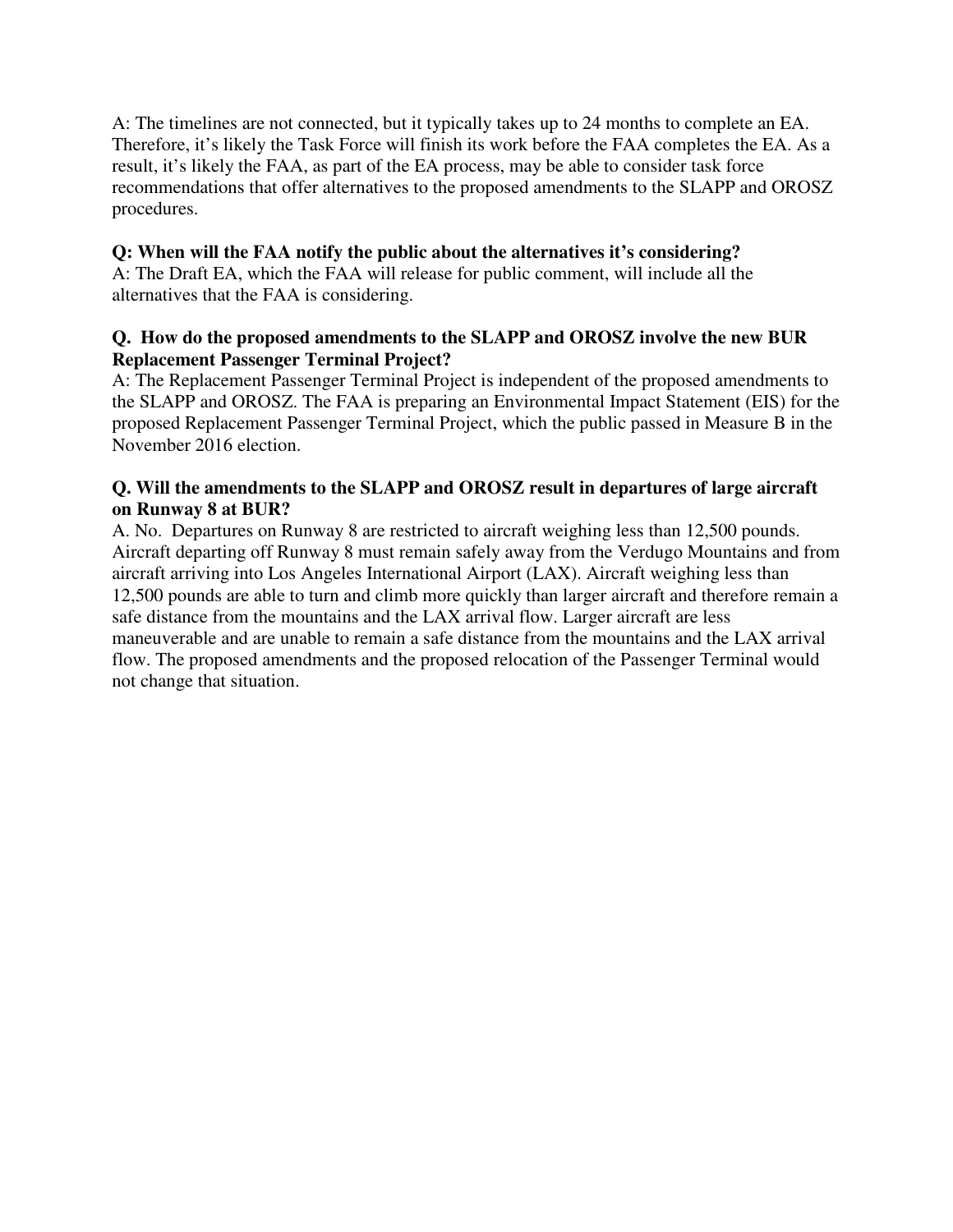A: The timelines are not connected, but it typically takes up to 24 months to complete an EA. Therefore, it's likely the Task Force will finish its work before the FAA completes the EA. As a result, it's likely the FAA, as part of the EA process, may be able to consider task force recommendations that offer alternatives to the proposed amendments to the SLAPP and OROSZ procedures.

**Q: When will the FAA notify the public about the alternatives it's considering?**

A: The Draft EA, which the FAA will release for public comment, will include all the alternatives that the FAA is considering.

**Q. How do the proposed amendments to the SLAPP and OROSZ involve the new BUR Replacement Passenger Terminal Project?**

A: The Replacement Passenger Terminal Project is independent of the proposed amendments to the SLAPP and OROSZ. The FAA is preparing an Environmental Impact Statement (EIS) for the proposed Replacement Passenger Terminal Project, which the public passed in Measure B in the November 2016 election.

**Q. Will the amendments to the SLAPP and OROSZ result in departures of large aircraft on Runway 8 at BUR?**

A. No. Departures on Runway 8 are restricted to aircraft weighing less than 12,500 pounds. Aircraft departing off Runway 8 must remain safely away from the Verdugo Mountains and from aircraft arriving into Los Angeles International Airport (LAX). Aircraft weighing less than 12,500 pounds are able to turn and climb more quickly than larger aircraft and therefore remain a safe distance from the mountains and the LAX arrival flow. Larger aircraft are less maneuverable and are unable to remain a safe distance from the mountains and the LAX arrival flow. The proposed amendments and the proposed relocation of the Passenger Terminal would not change that situation.